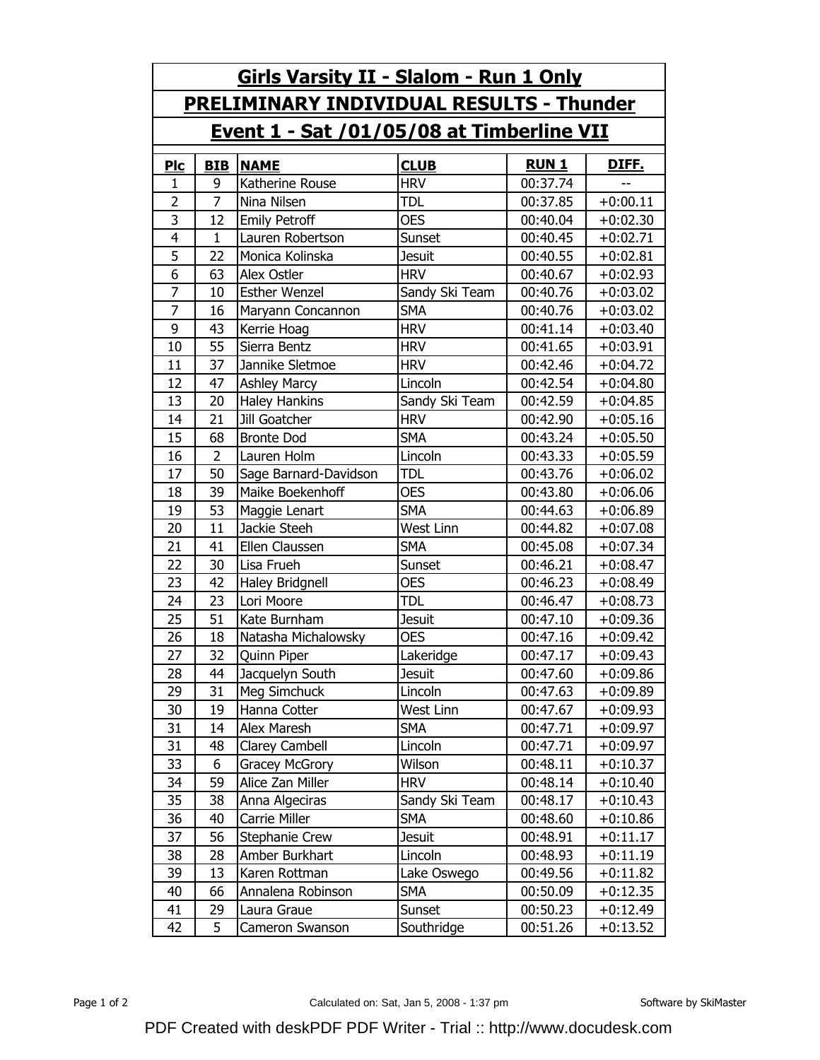# Girls Varsity II - Slalom - Run 1 Only

## PRELIMINARY INDIVIDUAL RESULTS - Thunder

## Event 1 - Sat /01/05/08 at Timberline VII

| Plc | BIB | NAME | CLUB | RUN 1 | DIFF. |
|---|---|---|---|---|---|
| 1 | 9 | Katherine Rouse | HRV | 00:37.74 | -- |
| 2 | 7 | Nina Nilsen | TDL | 00:37.85 | +0:00.11 |
| 3 | 12 | Emily Petroff | OES | 00:40.04 | +0:02.30 |
| 4 | 1 | Lauren Robertson | Sunset | 00:40.45 | +0:02.71 |
| 5 | 22 | Monica Kolinska | Jesuit | 00:40.55 | +0:02.81 |
| 6 | 63 | Alex Ostler | HRV | 00:40.67 | +0:02.93 |
| 7 | 10 | Esther Wenzel | Sandy Ski Team | 00:40.76 | +0:03.02 |
| 7 | 16 | Maryann Concannon | SMA | 00:40.76 | +0:03.02 |
| 9 | 43 | Kerrie Hoag | HRV | 00:41.14 | +0:03.40 |
| 10 | 55 | Sierra Bentz | HRV | 00:41.65 | +0:03.91 |
| 11 | 37 | Jannike Sletmoe | HRV | 00:42.46 | +0:04.72 |
| 12 | 47 | Ashley Marcy | Lincoln | 00:42.54 | +0:04.80 |
| 13 | 20 | Haley Hankins | Sandy Ski Team | 00:42.59 | +0:04.85 |
| 14 | 21 | Jill Goatcher | HRV | 00:42.90 | +0:05.16 |
| 15 | 68 | Bronte Dod | SMA | 00:43.24 | +0:05.50 |
| 16 | 2 | Lauren Holm | Lincoln | 00:43.33 | +0:05.59 |
| 17 | 50 | Sage Barnard-Davidson | TDL | 00:43.76 | +0:06.02 |
| 18 | 39 | Maike Boekenhoff | OES | 00:43.80 | +0:06.06 |
| 19 | 53 | Maggie Lenart | SMA | 00:44.63 | +0:06.89 |
| 20 | 11 | Jackie Steeh | West Linn | 00:44.82 | +0:07.08 |
| 21 | 41 | Ellen Claussen | SMA | 00:45.08 | +0:07.34 |
| 22 | 30 | Lisa Frueh | Sunset | 00:46.21 | +0:08.47 |
| 23 | 42 | Haley Bridgnell | OES | 00:46.23 | +0:08.49 |
| 24 | 23 | Lori Moore | TDL | 00:46.47 | +0:08.73 |
| 25 | 51 | Kate Burnham | Jesuit | 00:47.10 | +0:09.36 |
| 26 | 18 | Natasha Michalowsky | OES | 00:47.16 | +0:09.42 |
| 27 | 32 | Quinn Piper | Lakeridge | 00:47.17 | +0:09.43 |
| 28 | 44 | Jacquelyn South | Jesuit | 00:47.60 | +0:09.86 |
| 29 | 31 | Meg Simchuck | Lincoln | 00:47.63 | +0:09.89 |
| 30 | 19 | Hanna Cotter | West Linn | 00:47.67 | +0:09.93 |
| 31 | 14 | Alex Maresh | SMA | 00:47.71 | +0:09.97 |
| 31 | 48 | Clarey Cambell | Lincoln | 00:47.71 | +0:09.97 |
| 33 | 6 | Gracey McGrory | Wilson | 00:48.11 | +0:10.37 |
| 34 | 59 | Alice Zan Miller | HRV | 00:48.14 | +0:10.40 |
| 35 | 38 | Anna Algeciras | Sandy Ski Team | 00:48.17 | +0:10.43 |
| 36 | 40 | Carrie Miller | SMA | 00:48.60 | +0:10.86 |
| 37 | 56 | Stephanie Crew | Jesuit | 00:48.91 | +0:11.17 |
| 38 | 28 | Amber Burkhart | Lincoln | 00:48.93 | +0:11.19 |
| 39 | 13 | Karen Rottman | Lake Oswego | 00:49.56 | +0:11.82 |
| 40 | 66 | Annalena Robinson | SMA | 00:50.09 | +0:12.35 |
| 41 | 29 | Laura Graue | Sunset | 00:50.23 | +0:12.49 |
| 42 | 5 | Cameron Swanson | Southridge | 00:51.26 | +0:13.52 |

Calculated on: Sat, Jan 5, 2008 - 1:37 pm

Software by SkiMaster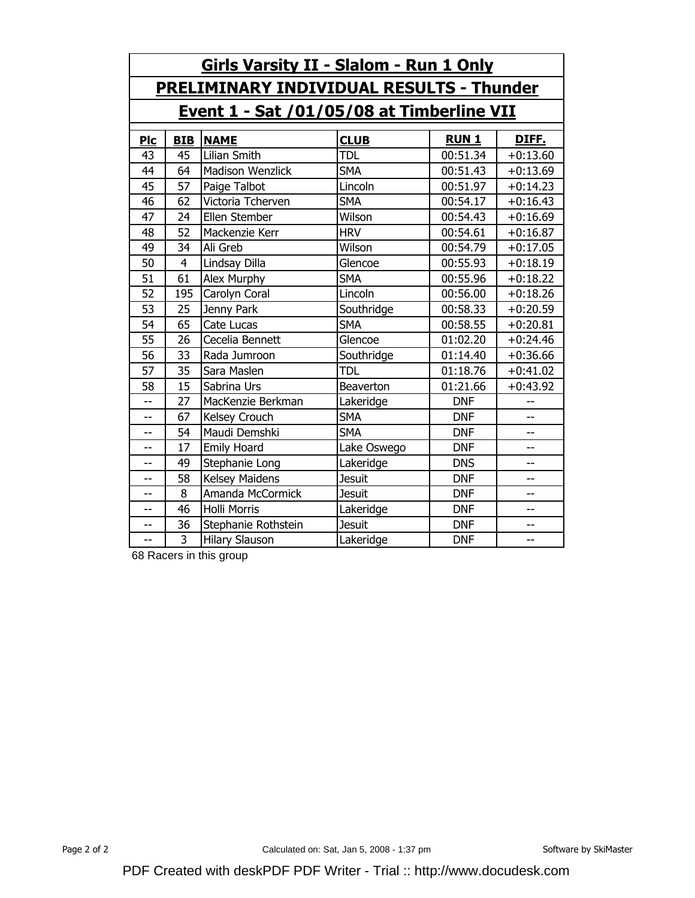## Girls Varsity II - Slalom - Run 1 Only

## PRELIMINARY INDIVIDUAL RESULTS - Thunder

## Event 1 - Sat /01/05/08 at Timberline VII

| Plc | BIB | NAME | CLUB | RUN 1 | DIFF. |
|---|---|---|---|---|---|
| 43 | 45 | Lilian Smith | TDL | 00:51.34 | +0:13.60 |
| 44 | 64 | Madison Wenzlick | SMA | 00:51.43 | +0:13.69 |
| 45 | 57 | Paige Talbot | Lincoln | 00:51.97 | +0:14.23 |
| 46 | 62 | Victoria Tcherven | SMA | 00:54.17 | +0:16.43 |
| 47 | 24 | Ellen Stember | Wilson | 00:54.43 | +0:16.69 |
| 48 | 52 | Mackenzie Kerr | HRV | 00:54.61 | +0:16.87 |
| 49 | 34 | Ali Greb | Wilson | 00:54.79 | +0:17.05 |
| 50 | 4 | Lindsay Dilla | Glencoe | 00:55.93 | +0:18.19 |
| 51 | 61 | Alex Murphy | SMA | 00:55.96 | +0:18.22 |
| 52 | 195 | Carolyn Coral | Lincoln | 00:56.00 | +0:18.26 |
| 53 | 25 | Jenny Park | Southridge | 00:58.33 | +0:20.59 |
| 54 | 65 | Cate Lucas | SMA | 00:58.55 | +0:20.81 |
| 55 | 26 | Cecelia Bennett | Glencoe | 01:02.20 | +0:24.46 |
| 56 | 33 | Rada Jumroon | Southridge | 01:14.40 | +0:36.66 |
| 57 | 35 | Sara Maslen | TDL | 01:18.76 | +0:41.02 |
| 58 | 15 | Sabrina Urs | Beaverton | 01:21.66 | +0:43.92 |
| -- | 27 | MacKenzie Berkman | Lakeridge | DNF | -- |
| -- | 67 | Kelsey Crouch | SMA | DNF | -- |
| -- | 54 | Maudi Demshki | SMA | DNF | -- |
| -- | 17 | Emily Hoard | Lake Oswego | DNF | -- |
| -- | 49 | Stephanie Long | Lakeridge | DNS | -- |
| -- | 58 | Kelsey Maidens | Jesuit | DNF | -- |
| -- | 8 | Amanda McCormick | Jesuit | DNF | -- |
| -- | 46 | Holli Morris | Lakeridge | DNF | -- |
| -- | 36 | Stephanie Rothstein | Jesuit | DNF | -- |
| -- | 3 | Hilary Slauson | Lakeridge | DNF | -- |

68 Racers in this group

Calculated on: Sat, Jan 5, 2008 - 1:37 pm

Software by SkiMaster

PDF Created with deskPDF PDF Writer - Trial :: http://www.docudesk.com